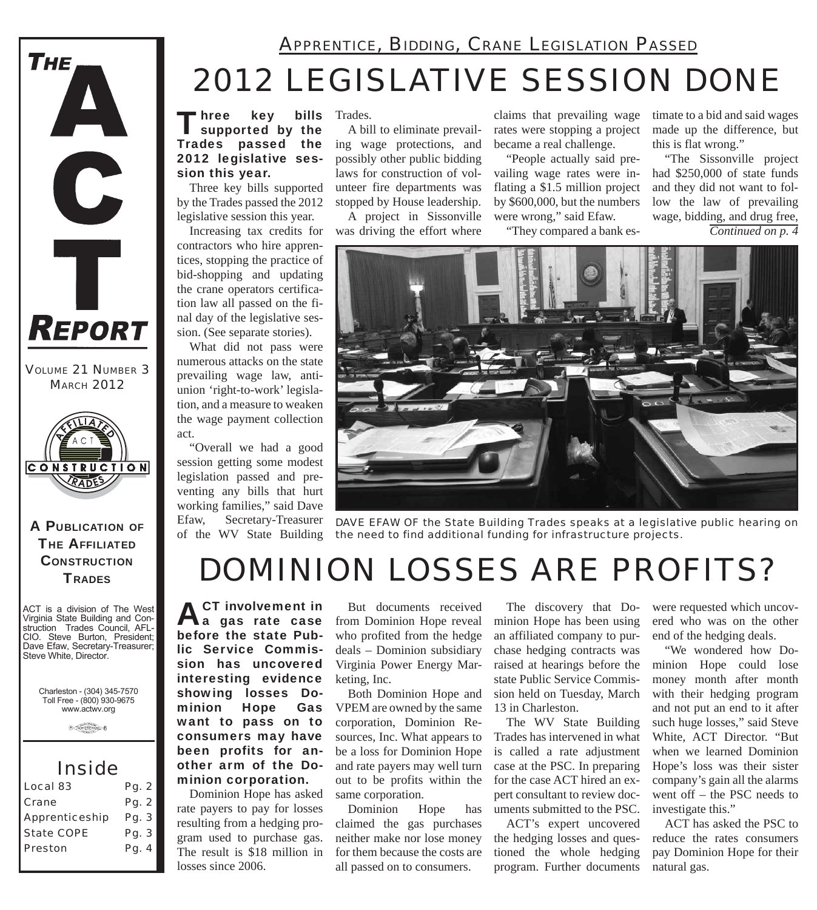# THE ACT REPORT

VOLUME 21 NUMBER 3
MARCH 2012

**A PUBLICATION OF THE AFFILIATED CONSTRUCTION TRADES**

ACT is a division of The West Virginia State Building and Construction Trades Council, AFL-CIO. Steve Burton, President; Dave Efaw, Secretary-Treasurer; Steve White, Director.

Charleston - (304) 345-7570
Toll Free - (800) 930-9675
www.actwv.org

## Inside

| | |
|---|---|
| Local 83 | Pg. 2 |
| Crane | Pg. 2 |
| Apprenticeship | Pg. 3 |
| State COPE | Pg. 3 |
| Preston | Pg. 4 |

APPRENTICE, BIDDING, CRANE LEGISLATION PASSED

# 2012 LEGISLATIVE SESSION DONE

**Three key bills supported by the Trades passed the 2012 legislative session this year.**

Three key bills supported by the Trades passed the 2012 legislative session this year.

Increasing tax credits for contractors who hire apprentices, stopping the practice of bid-shopping and updating the crane operators certification law all passed on the final day of the legislative session. (See separate stories).

What did not pass were numerous attacks on the state prevailing wage law, anti-union 'right-to-work' legislation, and a measure to weaken the wage payment collection act.

"Overall we had a good session getting some modest legislation passed and preventing any bills that hurt working families," said Dave Efaw, Secretary-Treasurer of the WV State Building Trades.

A bill to eliminate prevailing wage protections, and possibly other public bidding laws for construction of volunteer fire departments was stopped by House leadership.

A project in Sissonville was driving the effort where claims that prevailing wage rates were stopping a project became a real challenge.

"People actually said prevailing wage rates were inflating a $1.5 million project by $600,000, but the numbers were wrong," said Efaw.

"They compared a bank estimate to a bid and said wages made up the difference, but this is flat wrong."

"The Sissonville project had $250,000 of state funds and they did not want to follow the law of prevailing wage, bidding, and drug free,

*Continued on p. 4*

DAVE EFAW OF the State Building Trades speaks at a legislative public hearing on the need to find additional funding for infrastructure projects.

# DOMINION LOSSES ARE PROFITS?

**ACT involvement in a gas rate case before the state Public Service Commission has uncovered interesting evidence showing losses Dominion Hope Gas want to pass on to consumers may have been profits for another arm of the Dominion corporation.**

Dominion Hope has asked rate payers to pay for losses resulting from a hedging program used to purchase gas. The result is $18 million in losses since 2006.

But documents received from Dominion Hope reveal who profited from the hedge deals – Dominion subsidiary Virginia Power Energy Marketing, Inc.

Both Dominion Hope and VPEM are owned by the same corporation, Dominion Resources, Inc. What appears to be a loss for Dominion Hope and rate payers may well turn out to be profits within the same corporation.

Dominion Hope has claimed the gas purchases neither make nor lose money for them because the costs are all passed on to consumers.

The discovery that Dominion Hope has been using an affiliated company to purchase hedging contracts was raised at hearings before the state Public Service Commission held on Tuesday, March 13 in Charleston.

The WV State Building Trades has intervened in what is called a rate adjustment case at the PSC. In preparing for the case ACT hired an expert consultant to review documents submitted to the PSC.

ACT's expert uncovered the hedging losses and questioned the whole hedging program. Further documents were requested which uncovered who was on the other end of the hedging deals.

"We wondered how Dominion Hope could lose money month after month with their hedging program and not put an end to it after such huge losses," said Steve White, ACT Director. "But when we learned Dominion Hope's loss was their sister company's gain all the alarms went off – the PSC needs to investigate this."

ACT has asked the PSC to reduce the rates consumers pay Dominion Hope for their natural gas.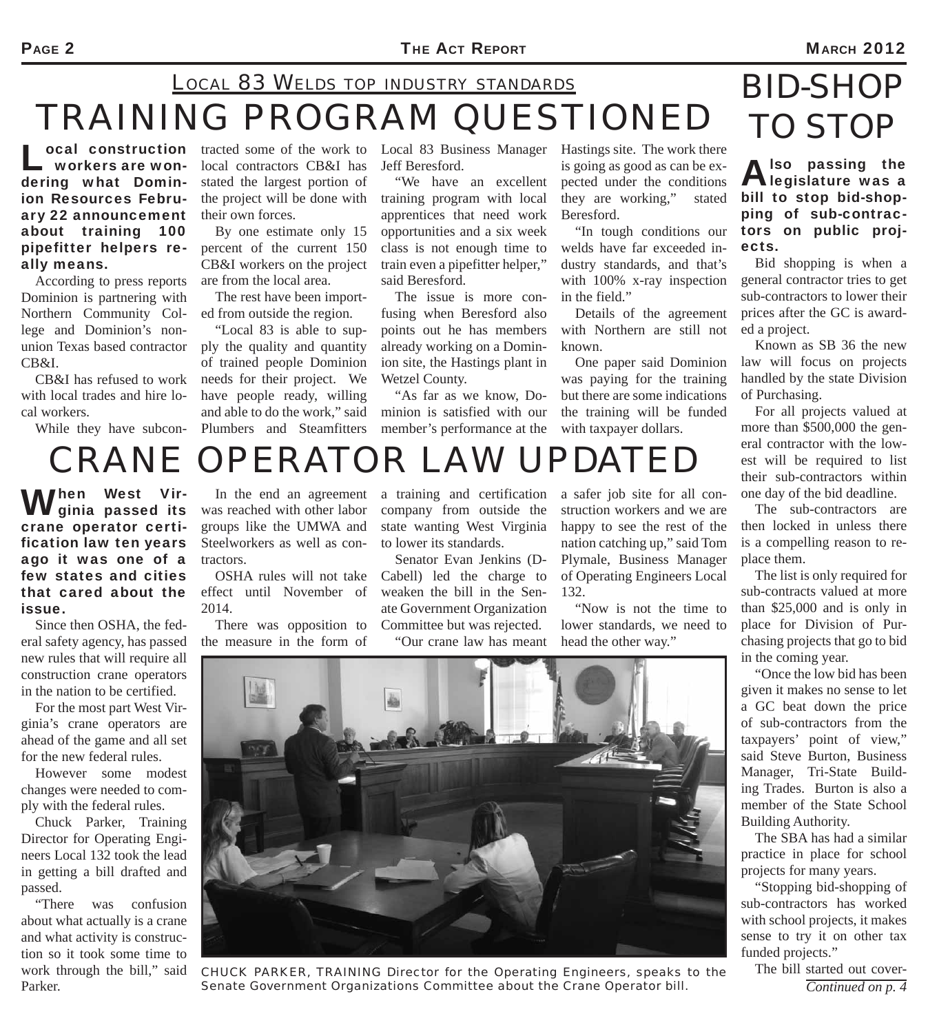## LOCAL 83 WELDS TOP INDUSTRY STANDARDS

# TRAINING PROGRAM QUESTIONED

**Local construction workers are wondering what Dominion Resources February 22 announcement about training 100 pipefitter helpers really means.**

According to press reports Dominion is partnering with Northern Community College and Dominion's non-union Texas based contractor CB&I.

CB&I has refused to work with local trades and hire local workers.

While they have subcontracted some of the work to local contractors CB&I has stated the largest portion of the project will be done with their own forces.

By one estimate only 15 percent of the current 150 CB&I workers on the project are from the local area.

The rest have been imported from outside the region.

"Local 83 is able to supply the quality and quantity of trained people Dominion needs for their project. We have people ready, willing and able to do the work," said Plumbers and Steamfitters Local 83 Business Manager Jeff Beresford.

"We have an excellent training program with local apprentices that need work opportunities and a six week class is not enough time to train even a pipefitter helper," said Beresford.

The issue is more confusing when Beresford also points out he has members already working on a Dominion site, the Hastings plant in Wetzel County.

"As far as we know, Dominion is satisfied with our member's performance at the Hastings site. The work there is going as good as can be expected under the conditions they are working," stated Beresford.

"In tough conditions our welds have far exceeded industry standards, and that's with 100% x-ray inspection in the field."

Details of the agreement with Northern are still not known.

One paper said Dominion was paying for the training but there are some indications the training will be funded with taxpayer dollars.

# CRANE OPERATOR LAW UPDATED

**When West Virginia passed its crane operator certification law ten years ago it was one of a few states and cities that cared about the issue.**

Since then OSHA, the federal safety agency, has passed new rules that will require all construction crane operators in the nation to be certified.

For the most part West Virginia's crane operators are ahead of the game and all set for the new federal rules.

However some modest changes were needed to comply with the federal rules.

Chuck Parker, Training Director for Operating Engineers Local 132 took the lead in getting a bill drafted and passed.

"There was confusion about what actually is a crane and what activity is construction so it took some time to work through the bill," said Parker.

In the end an agreement was reached with other labor groups like the UMWA and Steelworkers as well as contractors.

OSHA rules will not take effect until November of 2014.

There was opposition to the measure in the form of a training and certification company from outside the state wanting West Virginia to lower its standards.

Senator Evan Jenkins (D-Cabell) led the charge to weaken the bill in the Senate Government Organization Committee but was rejected.

"Our crane law has meant a safer job site for all construction workers and we are happy to see the rest of the nation catching up," said Tom Plymale, Business Manager of Operating Engineers Local 132.

"Now is not the time to lower standards, we need to head the other way."

CHUCK PARKER, TRAINING Director for the Operating Engineers, speaks to the Senate Government Organizations Committee about the Crane Operator bill.

# BID-SHOP TO STOP

**Also passing the legislature was a bill to stop bid-shopping of sub-contractors on public projects.**

Bid shopping is when a general contractor tries to get sub-contractors to lower their prices after the GC is awarded a project.

Known as SB 36 the new law will focus on projects handled by the state Division of Purchasing.

For all projects valued at more than $500,000 the general contractor with the lowest will be required to list their sub-contractors within one day of the bid deadline.

The sub-contractors are then locked in unless there is a compelling reason to replace them.

The list is only required for sub-contracts valued at more than $25,000 and is only in place for Division of Purchasing projects that go to bid in the coming year.

"Once the low bid has been given it makes no sense to let a GC beat down the price of sub-contractors from the taxpayers' point of view," said Steve Burton, Business Manager, Tri-State Building Trades. Burton is also a member of the State School Building Authority.

The SBA has had a similar practice in place for school projects for many years.

"Stopping bid-shopping of sub-contractors has worked with school projects, it makes sense to try it on other tax funded projects."

The bill started out cover-

*Continued on p. 4*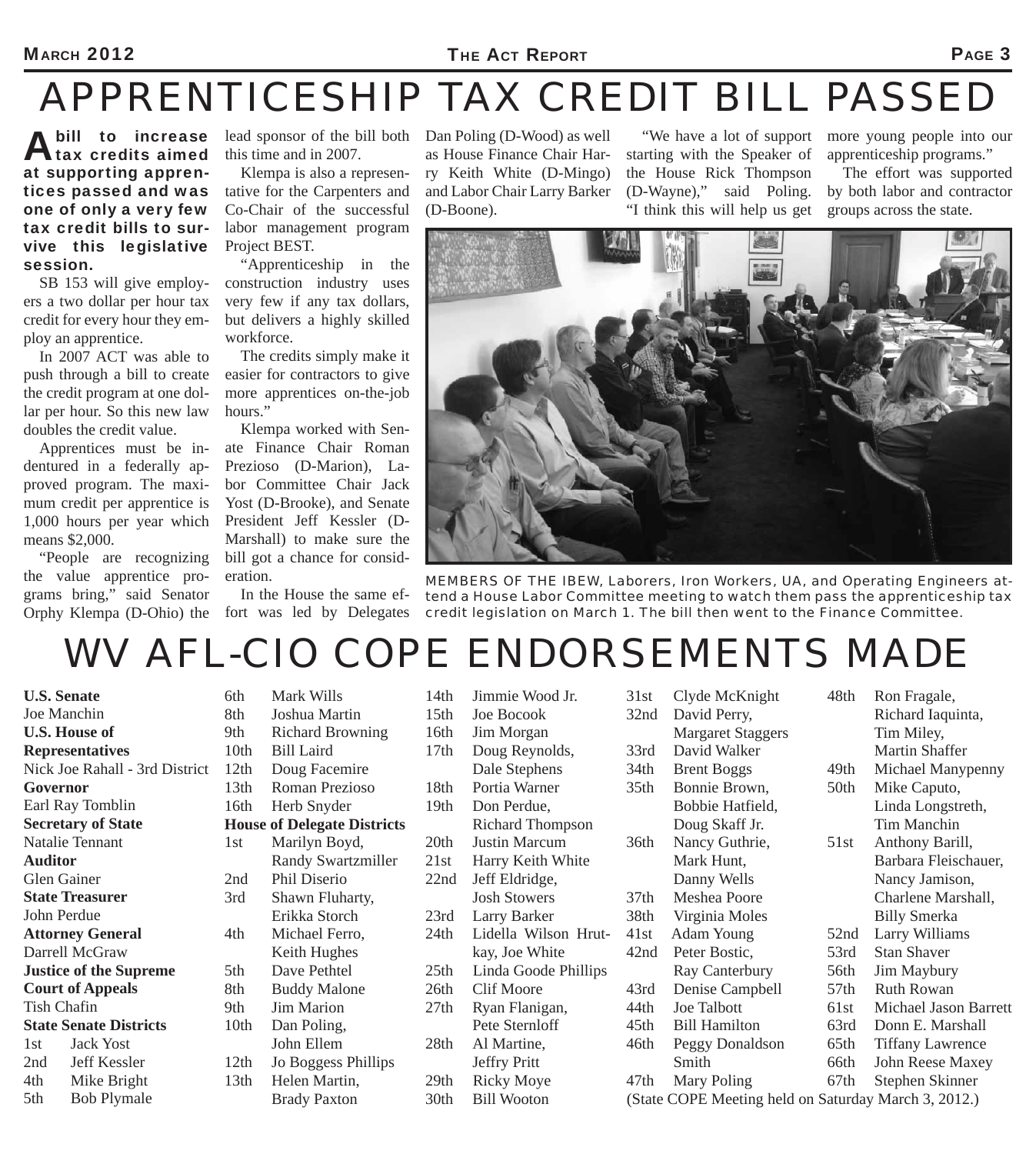# APPRENTICESHIP TAX CREDIT BILL PASSED

**A bill to increase tax credits aimed at supporting apprentices passed and was one of only a very few tax credit bills to survive this legislative session.**

SB 153 will give employers a two dollar per hour tax credit for every hour they employ an apprentice.

In 2007 ACT was able to push through a bill to create the credit program at one dollar per hour. So this new law doubles the credit value.

Apprentices must be indentured in a federally approved program. The maximum credit per apprentice is 1,000 hours per year which means $2,000.

"People are recognizing the value apprentice programs bring," said Senator Orphy Klempa (D-Ohio) the lead sponsor of the bill both this time and in 2007.

Klempa is also a representative for the Carpenters and Co-Chair of the successful labor management program Project BEST.

"Apprenticeship in the construction industry uses very few if any tax dollars, but delivers a highly skilled workforce.

The credits simply make it easier for contractors to give more apprentices on-the-job hours."

Klempa worked with Senate Finance Chair Roman Prezioso (D-Marion), Labor Committee Chair Jack Yost (D-Brooke), and Senate President Jeff Kessler (D-Marshall) to make sure the bill got a chance for consideration.

In the House the same effort was led by Delegates Dan Poling (D-Wood) as well as House Finance Chair Harry Keith White (D-Mingo) and Labor Chair Larry Barker (D-Boone).

"We have a lot of support starting with the Speaker of the House Rick Thompson (D-Wayne)," said Poling. "I think this will help us get more young people into our apprenticeship programs."

The effort was supported by both labor and contractor groups across the state.

MEMBERS OF THE IBEW, Laborers, Iron Workers, UA, and Operating Engineers attend a House Labor Committee meeting to watch them pass the apprenticeship tax credit legislation on March 1. The bill then went to the Finance Committee.

# WV AFL-CIO COPE ENDORSEMENTS MADE

**U.S. Senate**
Joe Manchin

**U.S. House of Representatives**
Nick Joe Rahall - 3rd District

**Governor**
Earl Ray Tomblin

**Secretary of State**
Natalie Tennant

**Auditor**
Glen Gainer

**State Treasurer**
John Perdue

**Attorney General**
Darrell McGraw

**Justice of the Supreme Court of Appeals**
Tish Chafin

**State Senate Districts**

| District | Candidate(s) |
|---|---|
| 1st | Jack Yost |
| 2nd | Jeff Kessler |
| 4th | Mike Bright |
| 5th | Bob Plymale |
| 6th | Mark Wills |
| 8th | Joshua Martin |
| 9th | Richard Browning |
| 10th | Bill Laird |
| 12th | Doug Facemire |
| 13th | Roman Prezioso |
| 16th | Herb Snyder |

**House of Delegate Districts**

| District | Candidate(s) |
|---|---|
| 1st | Marilyn Boyd, Randy Swartzmiller |
| 2nd | Phil Diserio |
| 3rd | Shawn Fluharty, Erikka Storch |
| 4th | Michael Ferro, Keith Hughes |
| 5th | Dave Pethtel |
| 8th | Buddy Malone |
| 9th | Jim Marion |
| 10th | Dan Poling, John Ellem |
| 12th | Jo Boggess Phillips |
| 13th | Helen Martin, Brady Paxton |
| 14th | Jimmie Wood Jr. |
| 15th | Joe Bocook |
| 16th | Jim Morgan |
| 17th | Doug Reynolds, Dale Stephens |
| 18th | Portia Warner |
| 19th | Don Perdue, Richard Thompson |
| 20th | Justin Marcum |
| 21st | Harry Keith White |
| 22nd | Jeff Eldridge, Josh Stowers |
| 23rd | Larry Barker |
| 24th | Lidella Wilson Hrutkay, Joe White |
| 25th | Linda Goode Phillips |
| 26th | Clif Moore |
| 27th | Ryan Flanigan, Pete Sternloff |
| 28th | Al Martine, Jeffry Pritt |
| 29th | Ricky Moye |
| 30th | Bill Wooton |
| 31st | Clyde McKnight |
| 32nd | David Perry, Margaret Staggers |
| 33rd | David Walker |
| 34th | Brent Boggs |
| 35th | Bonnie Brown, Bobbie Hatfield, Doug Skaff Jr. |
| 36th | Nancy Guthrie, Mark Hunt, Danny Wells |
| 37th | Meshea Poore |
| 38th | Virginia Moles |
| 41st | Adam Young |
| 42nd | Peter Bostic, Ray Canterbury |
| 43rd | Denise Campbell |
| 44th | Joe Talbott |
| 45th | Bill Hamilton |
| 46th | Peggy Donaldson Smith |
| 47th | Mary Poling |
| 48th | Ron Fragale, Richard Iaquinta, Tim Miley, Martin Shaffer |
| 49th | Michael Manypenny |
| 50th | Mike Caputo, Linda Longstreth, Tim Manchin |
| 51st | Anthony Barill, Barbara Fleischauer, Nancy Jamison, Charlene Marshall, Billy Smerka |
| 52nd | Larry Williams |
| 53rd | Stan Shaver |
| 56th | Jim Maybury |
| 57th | Ruth Rowan |
| 61st | Michael Jason Barrett |
| 63rd | Donn E. Marshall |
| 65th | Tiffany Lawrence |
| 66th | John Reese Maxey |
| 67th | Stephen Skinner |

(State COPE Meeting held on Saturday March 3, 2012.)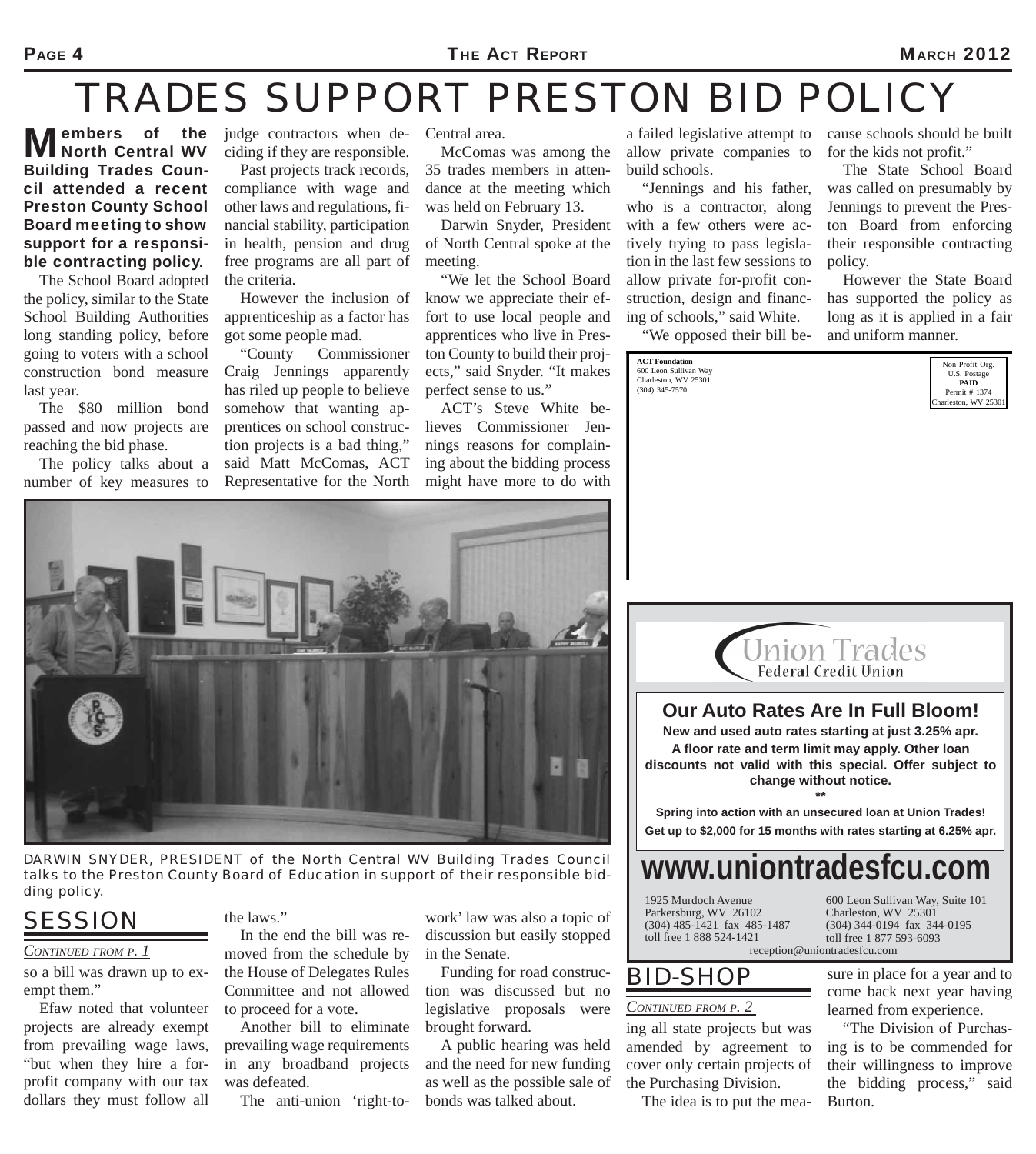# TRADES SUPPORT PRESTON BID POLICY

**Members of the North Central WV Building Trades Council attended a recent Preston County School Board meeting to show support for a responsible contracting policy.**

The School Board adopted the policy, similar to the State School Building Authorities long standing policy, before going to voters with a school construction bond measure last year.

The $80 million bond passed and now projects are reaching the bid phase.

The policy talks about a number of key measures to judge contractors when deciding if they are responsible.

Past projects track records, compliance with wage and other laws and regulations, financial stability, participation in health, pension and drug free programs are all part of the criteria.

However the inclusion of apprenticeship as a factor has got some people mad.

"County Commissioner Craig Jennings apparently has riled up people to believe somehow that wanting apprentices on school construction projects is a bad thing," said Matt McComas, ACT Representative for the North Central area.

McComas was among the 35 trades members in attendance at the meeting which was held on February 13.

Darwin Snyder, President of North Central spoke at the meeting.

"We let the School Board know we appreciate their effort to use local people and apprentices who live in Preston County to build their projects," said Snyder. "It makes perfect sense to us."

ACT's Steve White believes Commissioner Jennings reasons for complaining about the bidding process might have more to do with a failed legislative attempt to allow private companies to build schools.

"Jennings and his father, who is a contractor, along with a few others were actively trying to pass legislation in the last few sessions to allow private for-profit construction, design and financing of schools," said White.

"We opposed their bill because schools should be built for the kids not profit."

The State School Board was called on presumably by Jennings to prevent the Preston Board from enforcing their responsible contracting policy.

However the State Board has supported the policy as long as it is applied in a fair and uniform manner.

DARWIN SNYDER, PRESIDENT of the North Central WV Building Trades Council talks to the Preston County Board of Education in support of their responsible bidding policy.

**ACT Foundation**
600 Leon Sullivan Way
Charleston, WV 25301
(304) 345-7570

Non-Profit Org.
U.S. Postage
**PAID**
Permit # 1374
Charleston, WV 25301

## SESSION

*CONTINUED FROM P. 1*

so a bill was drawn up to exempt them."

Efaw noted that volunteer projects are already exempt from prevailing wage laws, "but when they hire a for-profit company with our tax dollars they must follow all the laws."

In the end the bill was removed from the schedule by the House of Delegates Rules Committee and not allowed to proceed for a vote.

Another bill to eliminate prevailing wage requirements in any broadband projects was defeated.

The anti-union 'right-to-work' law was also a topic of discussion but easily stopped in the Senate.

Funding for road construction was discussed but no legislative proposals were brought forward.

A public hearing was held and the need for new funding as well as the possible sale of bonds was talked about.

Union Trades
Federal Credit Union

**Our Auto Rates Are In Full Bloom!**

**New and used auto rates starting at just 3.25% apr. A floor rate and term limit may apply. Other loan discounts not valid with this special. Offer subject to change without notice.**

**

**Spring into action with an unsecured loan at Union Trades! Get up to $2,000 for 15 months with rates starting at 6.25% apr.**

**www.uniontradesfcu.com**

1925 Murdoch Avenue
Parkersburg, WV 26102
(304) 485-1421 fax 485-1487
toll free 1 888 524-1421

600 Leon Sullivan Way, Suite 101
Charleston, WV 25301
(304) 344-0194 fax 344-0195
toll free 1 877 593-6093

reception@uniontradesfcu.com

## BID-SHOP

*CONTINUED FROM P. 2*

ing all state projects but was amended by agreement to cover only certain projects of the Purchasing Division.

The idea is to put the measure in place for a year and to come back next year having learned from experience.

"The Division of Purchasing is to be commended for their willingness to improve the bidding process," said Burton.